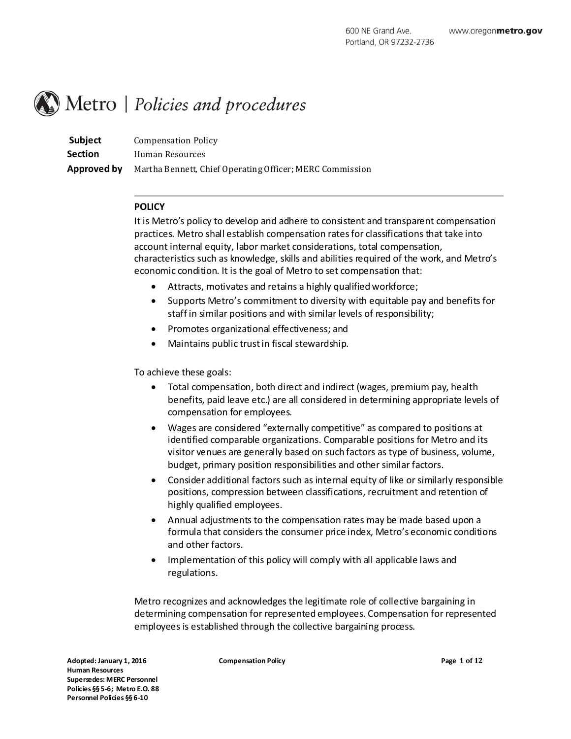600 NE Grand Ave.
Portland, OR 97232-2736
www.oregonmetro.gov

# Metro | *Policies and procedures*

**Subject** Compensation Policy
**Section** Human Resources
**Approved by** Martha Bennett, Chief Operating Officer; MERC Commission

---

**POLICY**

It is Metro's policy to develop and adhere to consistent and transparent compensation practices. Metro shall establish compensation rates for classifications that take into account internal equity, labor market considerations, total compensation, characteristics such as knowledge, skills and abilities required of the work, and Metro's economic condition. It is the goal of Metro to set compensation that:

- Attracts, motivates and retains a highly qualified workforce;
- Supports Metro's commitment to diversity with equitable pay and benefits for staff in similar positions and with similar levels of responsibility;
- Promotes organizational effectiveness; and
- Maintains public trust in fiscal stewardship.

To achieve these goals:

- Total compensation, both direct and indirect (wages, premium pay, health benefits, paid leave etc.) are all considered in determining appropriate levels of compensation for employees.
- Wages are considered "externally competitive" as compared to positions at identified comparable organizations. Comparable positions for Metro and its visitor venues are generally based on such factors as type of business, volume, budget, primary position responsibilities and other similar factors.
- Consider additional factors such as internal equity of like or similarly responsible positions, compression between classifications, recruitment and retention of highly qualified employees.
- Annual adjustments to the compensation rates may be made based upon a formula that considers the consumer price index, Metro's economic conditions and other factors.
- Implementation of this policy will comply with all applicable laws and regulations.

Metro recognizes and acknowledges the legitimate role of collective bargaining in determining compensation for represented employees. Compensation for represented employees is established through the collective bargaining process.

**Adopted: January 1, 2016**
**Human Resources**
**Supersedes: MERC Personnel Policies §§ 5-6; Metro E.O. 88 Personnel Policies §§ 6-10**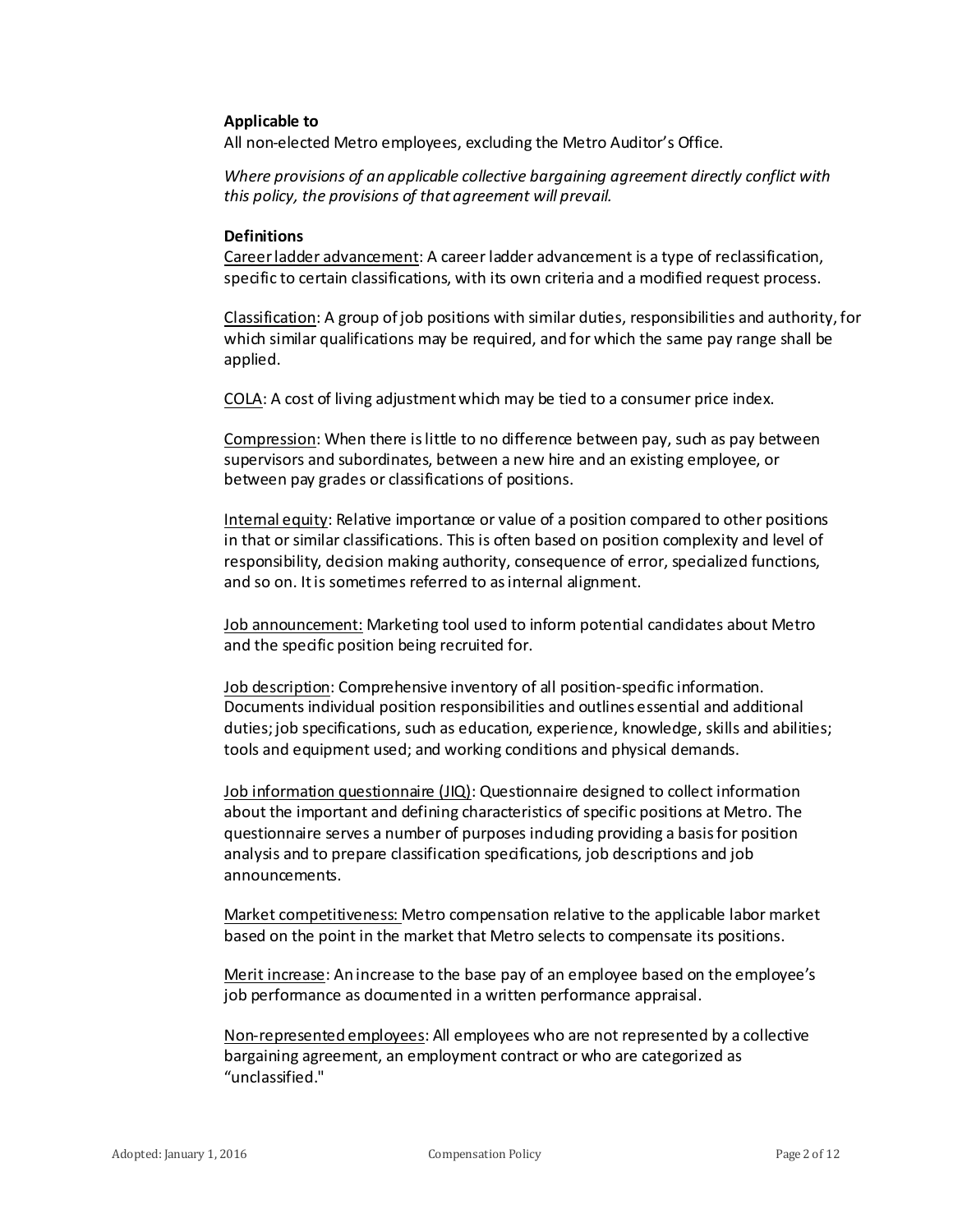**Applicable to**

All non-elected Metro employees, excluding the Metro Auditor's Office.

*Where provisions of an applicable collective bargaining agreement directly conflict with this policy, the provisions of that agreement will prevail.*

**Definitions**

Career ladder advancement: A career ladder advancement is a type of reclassification, specific to certain classifications, with its own criteria and a modified request process.

Classification: A group of job positions with similar duties, responsibilities and authority, for which similar qualifications may be required, and for which the same pay range shall be applied.

COLA: A cost of living adjustment which may be tied to a consumer price index.

Compression: When there is little to no difference between pay, such as pay between supervisors and subordinates, between a new hire and an existing employee, or between pay grades or classifications of positions.

Internal equity: Relative importance or value of a position compared to other positions in that or similar classifications. This is often based on position complexity and level of responsibility, decision making authority, consequence of error, specialized functions, and so on. It is sometimes referred to as internal alignment.

Job announcement: Marketing tool used to inform potential candidates about Metro and the specific position being recruited for.

Job description: Comprehensive inventory of all position-specific information. Documents individual position responsibilities and outlines essential and additional duties; job specifications, such as education, experience, knowledge, skills and abilities; tools and equipment used; and working conditions and physical demands.

Job information questionnaire (JIQ): Questionnaire designed to collect information about the important and defining characteristics of specific positions at Metro. The questionnaire serves a number of purposes including providing a basis for position analysis and to prepare classification specifications, job descriptions and job announcements.

Market competitiveness: Metro compensation relative to the applicable labor market based on the point in the market that Metro selects to compensate its positions.

Merit increase: An increase to the base pay of an employee based on the employee's job performance as documented in a written performance appraisal.

Non-represented employees: All employees who are not represented by a collective bargaining agreement, an employment contract or who are categorized as "unclassified."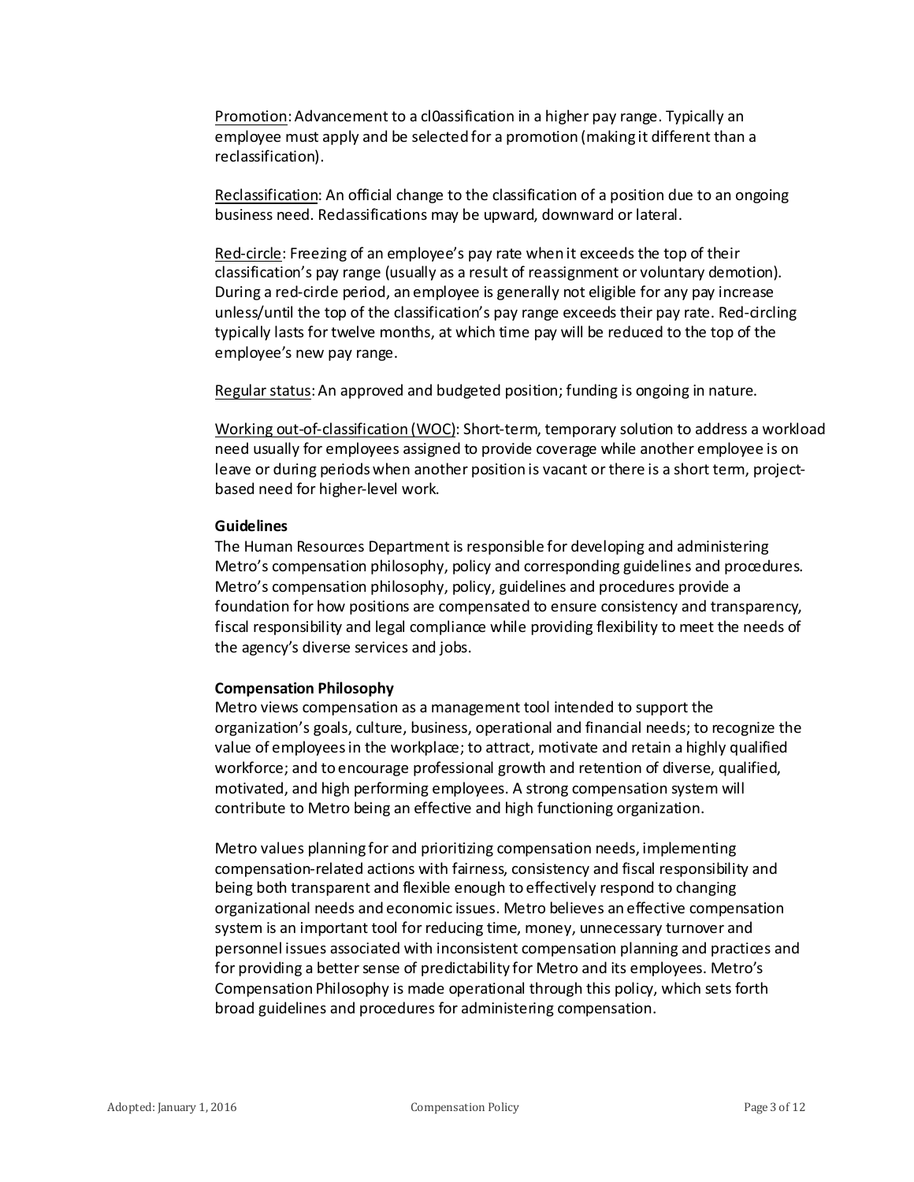Promotion: Advancement to a cl0assification in a higher pay range. Typically an employee must apply and be selected for a promotion (making it different than a reclassification).

Reclassification: An official change to the classification of a position due to an ongoing business need. Reclassifications may be upward, downward or lateral.

Red-circle: Freezing of an employee's pay rate when it exceeds the top of their classification's pay range (usually as a result of reassignment or voluntary demotion). During a red-circle period, an employee is generally not eligible for any pay increase unless/until the top of the classification's pay range exceeds their pay rate. Red-circling typically lasts for twelve months, at which time pay will be reduced to the top of the employee's new pay range.

Regular status: An approved and budgeted position; funding is ongoing in nature.

Working out-of-classification (WOC): Short-term, temporary solution to address a workload need usually for employees assigned to provide coverage while another employee is on leave or during periods when another position is vacant or there is a short term, project-based need for higher-level work.

**Guidelines**

The Human Resources Department is responsible for developing and administering Metro's compensation philosophy, policy and corresponding guidelines and procedures. Metro's compensation philosophy, policy, guidelines and procedures provide a foundation for how positions are compensated to ensure consistency and transparency, fiscal responsibility and legal compliance while providing flexibility to meet the needs of the agency's diverse services and jobs.

**Compensation Philosophy**

Metro views compensation as a management tool intended to support the organization's goals, culture, business, operational and financial needs; to recognize the value of employees in the workplace; to attract, motivate and retain a highly qualified workforce; and to encourage professional growth and retention of diverse, qualified, motivated, and high performing employees. A strong compensation system will contribute to Metro being an effective and high functioning organization.

Metro values planning for and prioritizing compensation needs, implementing compensation-related actions with fairness, consistency and fiscal responsibility and being both transparent and flexible enough to effectively respond to changing organizational needs and economic issues. Metro believes an effective compensation system is an important tool for reducing time, money, unnecessary turnover and personnel issues associated with inconsistent compensation planning and practices and for providing a better sense of predictability for Metro and its employees. Metro's Compensation Philosophy is made operational through this policy, which sets forth broad guidelines and procedures for administering compensation.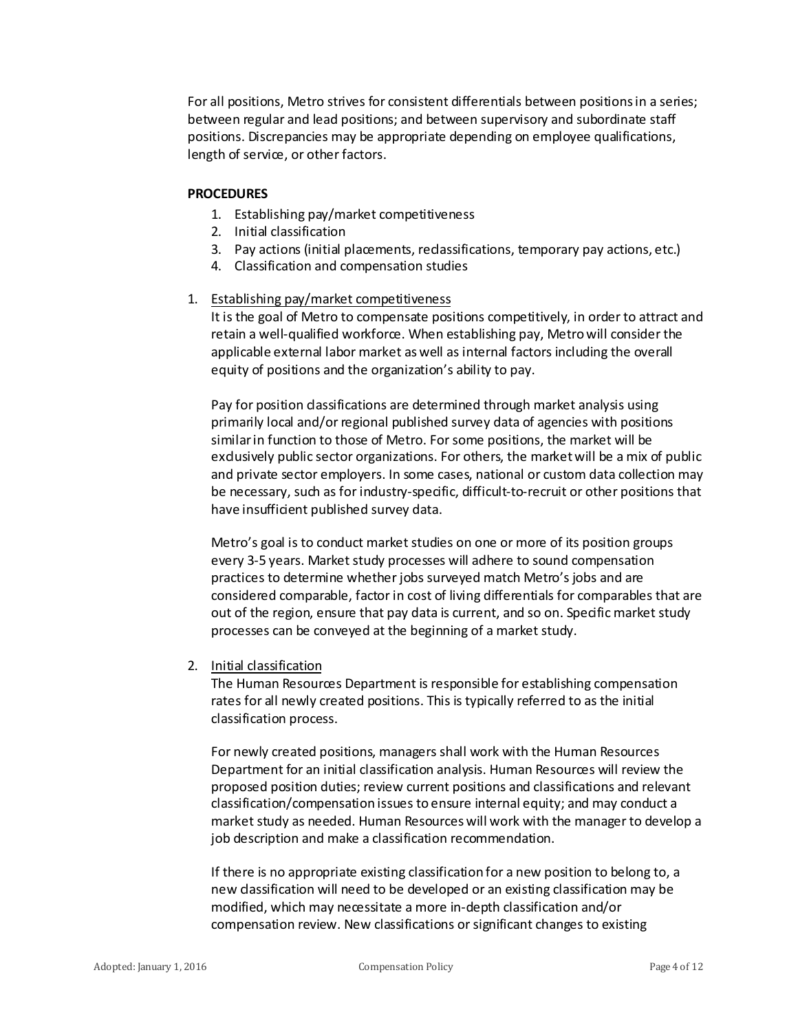For all positions, Metro strives for consistent differentials between positions in a series; between regular and lead positions; and between supervisory and subordinate staff positions. Discrepancies may be appropriate depending on employee qualifications, length of service, or other factors.

**PROCEDURES**

1. Establishing pay/market competitiveness
2. Initial classification
3. Pay actions (initial placements, reclassifications, temporary pay actions, etc.)
4. Classification and compensation studies

1. Establishing pay/market competitiveness

   It is the goal of Metro to compensate positions competitively, in order to attract and retain a well-qualified workforce. When establishing pay, Metro will consider the applicable external labor market as well as internal factors including the overall equity of positions and the organization's ability to pay.

   Pay for position classifications are determined through market analysis using primarily local and/or regional published survey data of agencies with positions similar in function to those of Metro. For some positions, the market will be exclusively public sector organizations. For others, the market will be a mix of public and private sector employers. In some cases, national or custom data collection may be necessary, such as for industry-specific, difficult-to-recruit or other positions that have insufficient published survey data.

   Metro's goal is to conduct market studies on one or more of its position groups every 3-5 years. Market study processes will adhere to sound compensation practices to determine whether jobs surveyed match Metro's jobs and are considered comparable, factor in cost of living differentials for comparables that are out of the region, ensure that pay data is current, and so on. Specific market study processes can be conveyed at the beginning of a market study.

2. Initial classification

   The Human Resources Department is responsible for establishing compensation rates for all newly created positions. This is typically referred to as the initial classification process.

   For newly created positions, managers shall work with the Human Resources Department for an initial classification analysis. Human Resources will review the proposed position duties; review current positions and classifications and relevant classification/compensation issues to ensure internal equity; and may conduct a market study as needed. Human Resources will work with the manager to develop a job description and make a classification recommendation.

   If there is no appropriate existing classification for a new position to belong to, a new classification will need to be developed or an existing classification may be modified, which may necessitate a more in-depth classification and/or compensation review. New classifications or significant changes to existing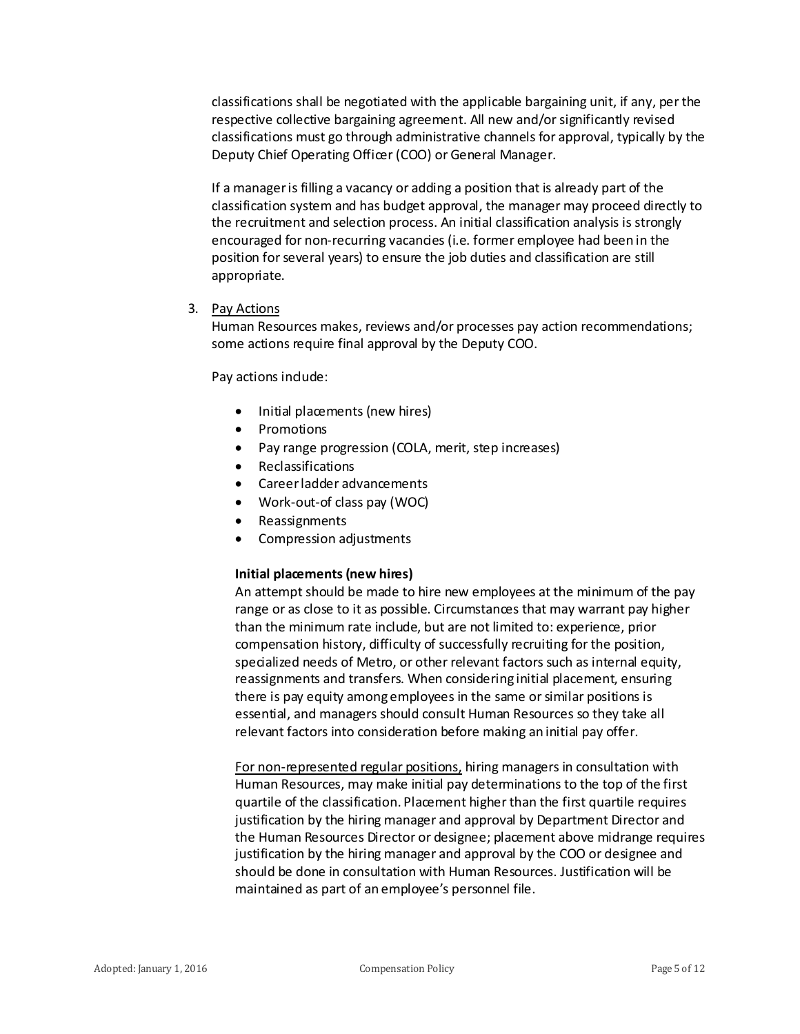classifications shall be negotiated with the applicable bargaining unit, if any, per the respective collective bargaining agreement. All new and/or significantly revised classifications must go through administrative channels for approval, typically by the Deputy Chief Operating Officer (COO) or General Manager.

If a manager is filling a vacancy or adding a position that is already part of the classification system and has budget approval, the manager may proceed directly to the recruitment and selection process. An initial classification analysis is strongly encouraged for non-recurring vacancies (i.e. former employee had been in the position for several years) to ensure the job duties and classification are still appropriate.

3. Pay Actions

Human Resources makes, reviews and/or processes pay action recommendations; some actions require final approval by the Deputy COO.

Pay actions include:

- Initial placements (new hires)
- Promotions
- Pay range progression (COLA, merit, step increases)
- Reclassifications
- Career ladder advancements
- Work-out-of class pay (WOC)
- Reassignments
- Compression adjustments

**Initial placements (new hires)**

An attempt should be made to hire new employees at the minimum of the pay range or as close to it as possible. Circumstances that may warrant pay higher than the minimum rate include, but are not limited to: experience, prior compensation history, difficulty of successfully recruiting for the position, specialized needs of Metro, or other relevant factors such as internal equity, reassignments and transfers. When considering initial placement, ensuring there is pay equity among employees in the same or similar positions is essential, and managers should consult Human Resources so they take all relevant factors into consideration before making an initial pay offer.

For non-represented regular positions, hiring managers in consultation with Human Resources, may make initial pay determinations to the top of the first quartile of the classification. Placement higher than the first quartile requires justification by the hiring manager and approval by Department Director and the Human Resources Director or designee; placement above midrange requires justification by the hiring manager and approval by the COO or designee and should be done in consultation with Human Resources. Justification will be maintained as part of an employee's personnel file.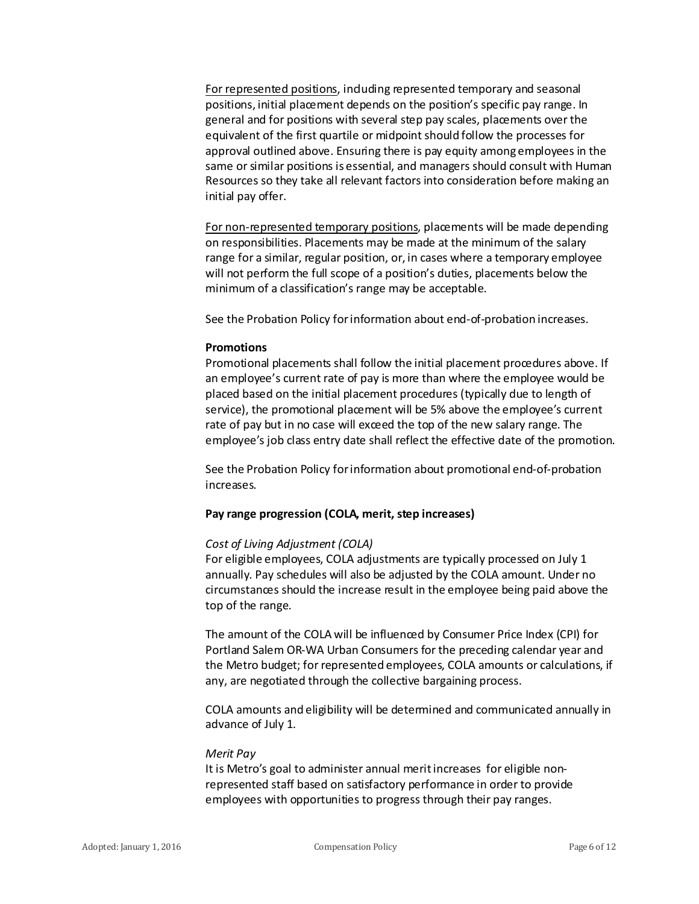<u>For represented positions</u>, including represented temporary and seasonal positions, initial placement depends on the position's specific pay range. In general and for positions with several step pay scales, placements over the equivalent of the first quartile or midpoint should follow the processes for approval outlined above. Ensuring there is pay equity among employees in the same or similar positions is essential, and managers should consult with Human Resources so they take all relevant factors into consideration before making an initial pay offer.

<u>For non-represented temporary positions</u>, placements will be made depending on responsibilities. Placements may be made at the minimum of the salary range for a similar, regular position, or, in cases where a temporary employee will not perform the full scope of a position's duties, placements below the minimum of a classification's range may be acceptable.

See the Probation Policy for information about end-of-probation increases.

**Promotions**

Promotional placements shall follow the initial placement procedures above. If an employee's current rate of pay is more than where the employee would be placed based on the initial placement procedures (typically due to length of service), the promotional placement will be 5% above the employee's current rate of pay but in no case will exceed the top of the new salary range. The employee's job class entry date shall reflect the effective date of the promotion.

See the Probation Policy for information about promotional end-of-probation increases.

**Pay range progression (COLA, merit, step increases)**

*Cost of Living Adjustment (COLA)*

For eligible employees, COLA adjustments are typically processed on July 1 annually. Pay schedules will also be adjusted by the COLA amount. Under no circumstances should the increase result in the employee being paid above the top of the range.

The amount of the COLA will be influenced by Consumer Price Index (CPI) for Portland Salem OR-WA Urban Consumers for the preceding calendar year and the Metro budget; for represented employees, COLA amounts or calculations, if any, are negotiated through the collective bargaining process.

COLA amounts and eligibility will be determined and communicated annually in advance of July 1.

*Merit Pay*

It is Metro's goal to administer annual merit increases for eligible non-represented staff based on satisfactory performance in order to provide employees with opportunities to progress through their pay ranges.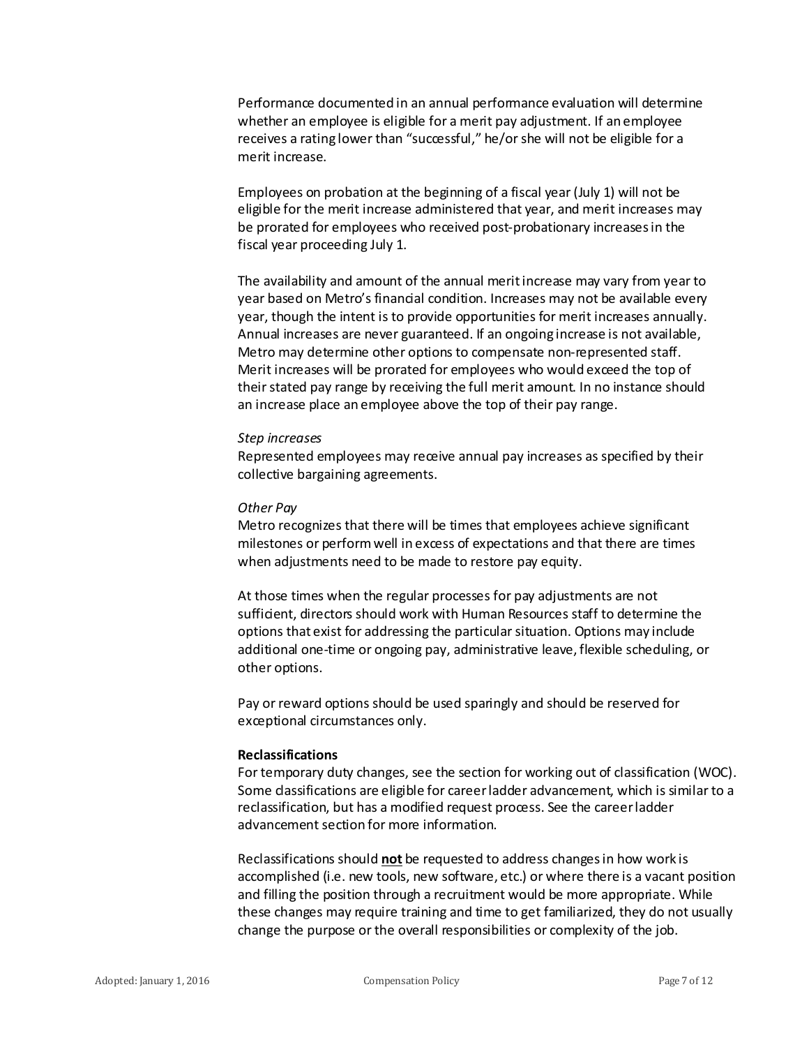Performance documented in an annual performance evaluation will determine whether an employee is eligible for a merit pay adjustment. If an employee receives a rating lower than "successful," he/or she will not be eligible for a merit increase.

Employees on probation at the beginning of a fiscal year (July 1) will not be eligible for the merit increase administered that year, and merit increases may be prorated for employees who received post-probationary increases in the fiscal year proceeding July 1.

The availability and amount of the annual merit increase may vary from year to year based on Metro's financial condition. Increases may not be available every year, though the intent is to provide opportunities for merit increases annually. Annual increases are never guaranteed. If an ongoing increase is not available, Metro may determine other options to compensate non-represented staff. Merit increases will be prorated for employees who would exceed the top of their stated pay range by receiving the full merit amount. In no instance should an increase place an employee above the top of their pay range.

*Step increases*

Represented employees may receive annual pay increases as specified by their collective bargaining agreements.

*Other Pay*

Metro recognizes that there will be times that employees achieve significant milestones or perform well in excess of expectations and that there are times when adjustments need to be made to restore pay equity.

At those times when the regular processes for pay adjustments are not sufficient, directors should work with Human Resources staff to determine the options that exist for addressing the particular situation. Options may include additional one-time or ongoing pay, administrative leave, flexible scheduling, or other options.

Pay or reward options should be used sparingly and should be reserved for exceptional circumstances only.

**Reclassifications**

For temporary duty changes, see the section for working out of classification (WOC). Some classifications are eligible for career ladder advancement, which is similar to a reclassification, but has a modified request process. See the career ladder advancement section for more information.

Reclassifications should **not** be requested to address changes in how work is accomplished (i.e. new tools, new software, etc.) or where there is a vacant position and filling the position through a recruitment would be more appropriate. While these changes may require training and time to get familiarized, they do not usually change the purpose or the overall responsibilities or complexity of the job.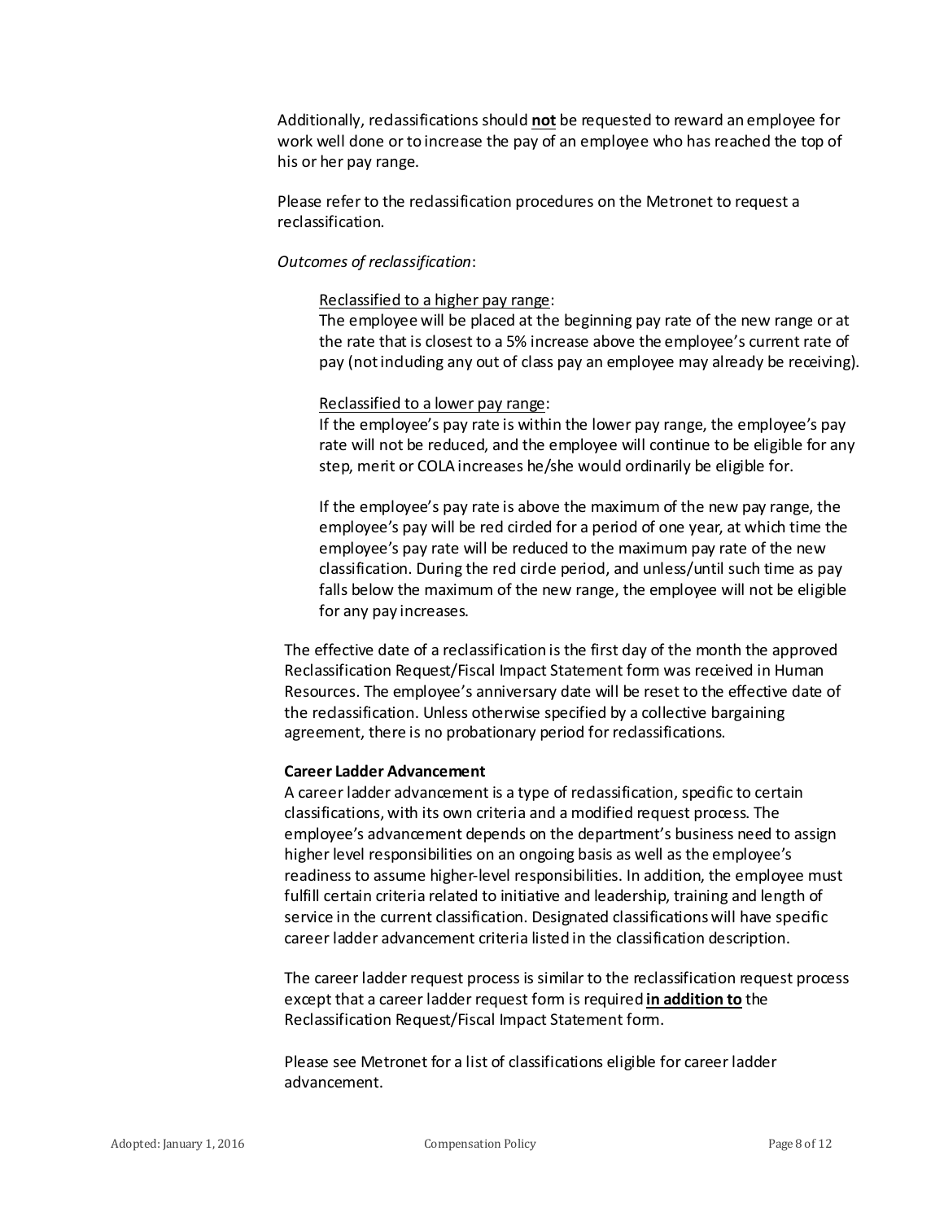Additionally, reclassifications should **not** be requested to reward an employee for work well done or to increase the pay of an employee who has reached the top of his or her pay range.

Please refer to the reclassification procedures on the Metronet to request a reclassification.

*Outcomes of reclassification*:

> Reclassified to a higher pay range:
> The employee will be placed at the beginning pay rate of the new range or at the rate that is closest to a 5% increase above the employee's current rate of pay (not including any out of class pay an employee may already be receiving).
>
> Reclassified to a lower pay range:
> If the employee's pay rate is within the lower pay range, the employee's pay rate will not be reduced, and the employee will continue to be eligible for any step, merit or COLA increases he/she would ordinarily be eligible for.
>
> If the employee's pay rate is above the maximum of the new pay range, the employee's pay will be red circled for a period of one year, at which time the employee's pay rate will be reduced to the maximum pay rate of the new classification. During the red circle period, and unless/until such time as pay falls below the maximum of the new range, the employee will not be eligible for any pay increases.

The effective date of a reclassification is the first day of the month the approved Reclassification Request/Fiscal Impact Statement form was received in Human Resources. The employee's anniversary date will be reset to the effective date of the reclassification. Unless otherwise specified by a collective bargaining agreement, there is no probationary period for reclassifications.

**Career Ladder Advancement**

A career ladder advancement is a type of reclassification, specific to certain classifications, with its own criteria and a modified request process. The employee's advancement depends on the department's business need to assign higher level responsibilities on an ongoing basis as well as the employee's readiness to assume higher-level responsibilities. In addition, the employee must fulfill certain criteria related to initiative and leadership, training and length of service in the current classification. Designated classifications will have specific career ladder advancement criteria listed in the classification description.

The career ladder request process is similar to the reclassification request process except that a career ladder request form is required **in addition to** the Reclassification Request/Fiscal Impact Statement form.

Please see Metronet for a list of classifications eligible for career ladder advancement.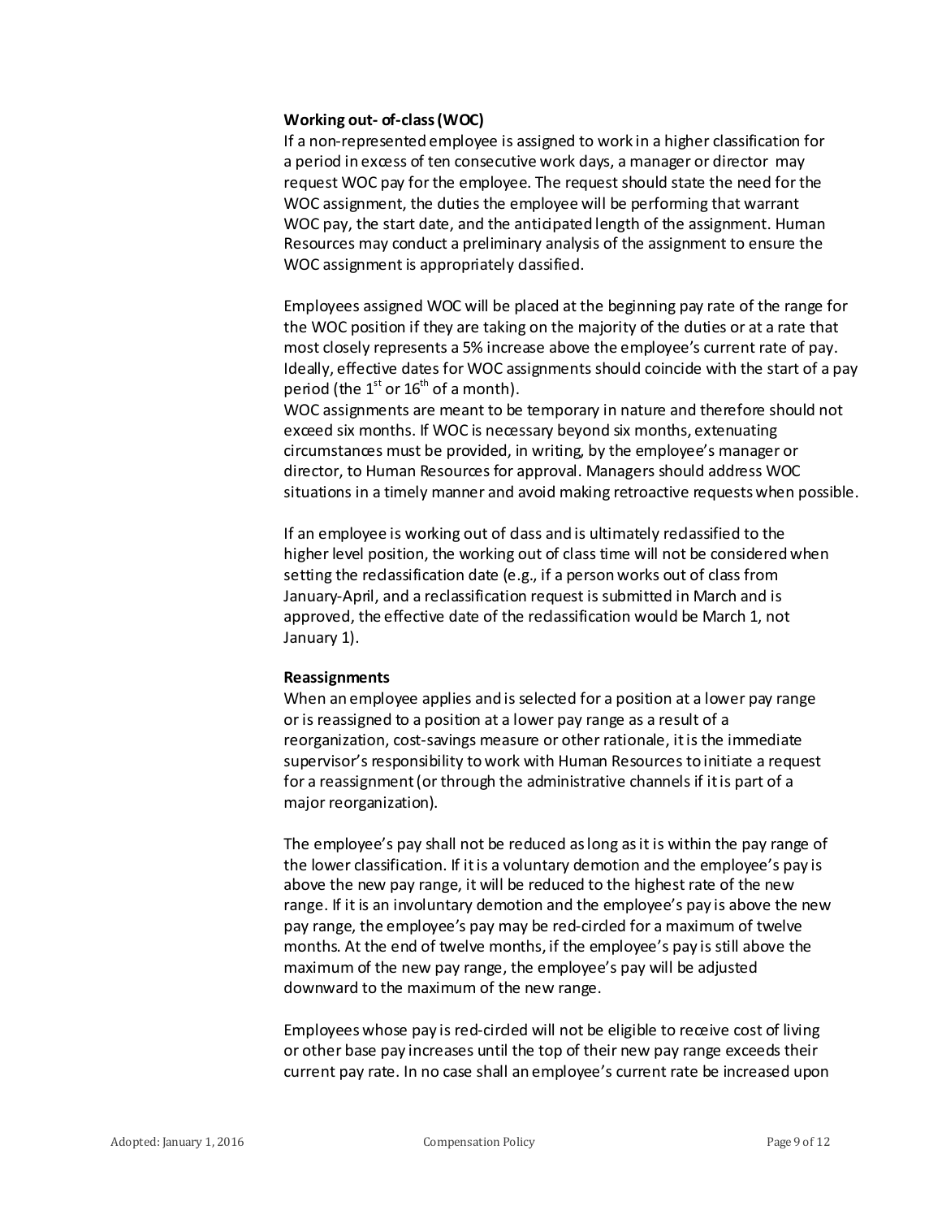**Working out- of-class (WOC)**

If a non-represented employee is assigned to work in a higher classification for a period in excess of ten consecutive work days, a manager or director may request WOC pay for the employee. The request should state the need for the WOC assignment, the duties the employee will be performing that warrant WOC pay, the start date, and the anticipated length of the assignment. Human Resources may conduct a preliminary analysis of the assignment to ensure the WOC assignment is appropriately classified.

Employees assigned WOC will be placed at the beginning pay rate of the range for the WOC position if they are taking on the majority of the duties or at a rate that most closely represents a 5% increase above the employee's current rate of pay. Ideally, effective dates for WOC assignments should coincide with the start of a pay period (the 1st or 16th of a month).

WOC assignments are meant to be temporary in nature and therefore should not exceed six months. If WOC is necessary beyond six months, extenuating circumstances must be provided, in writing, by the employee's manager or director, to Human Resources for approval. Managers should address WOC situations in a timely manner and avoid making retroactive requests when possible.

If an employee is working out of class and is ultimately reclassified to the higher level position, the working out of class time will not be considered when setting the reclassification date (e.g., if a person works out of class from January-April, and a reclassification request is submitted in March and is approved, the effective date of the reclassification would be March 1, not January 1).

**Reassignments**

When an employee applies and is selected for a position at a lower pay range or is reassigned to a position at a lower pay range as a result of a reorganization, cost-savings measure or other rationale, it is the immediate supervisor's responsibility to work with Human Resources to initiate a request for a reassignment (or through the administrative channels if it is part of a major reorganization).

The employee's pay shall not be reduced as long as it is within the pay range of the lower classification. If it is a voluntary demotion and the employee's pay is above the new pay range, it will be reduced to the highest rate of the new range. If it is an involuntary demotion and the employee's pay is above the new pay range, the employee's pay may be red-circled for a maximum of twelve months. At the end of twelve months, if the employee's pay is still above the maximum of the new pay range, the employee's pay will be adjusted downward to the maximum of the new range.

Employees whose pay is red-circled will not be eligible to receive cost of living or other base pay increases until the top of their new pay range exceeds their current pay rate. In no case shall an employee's current rate be increased upon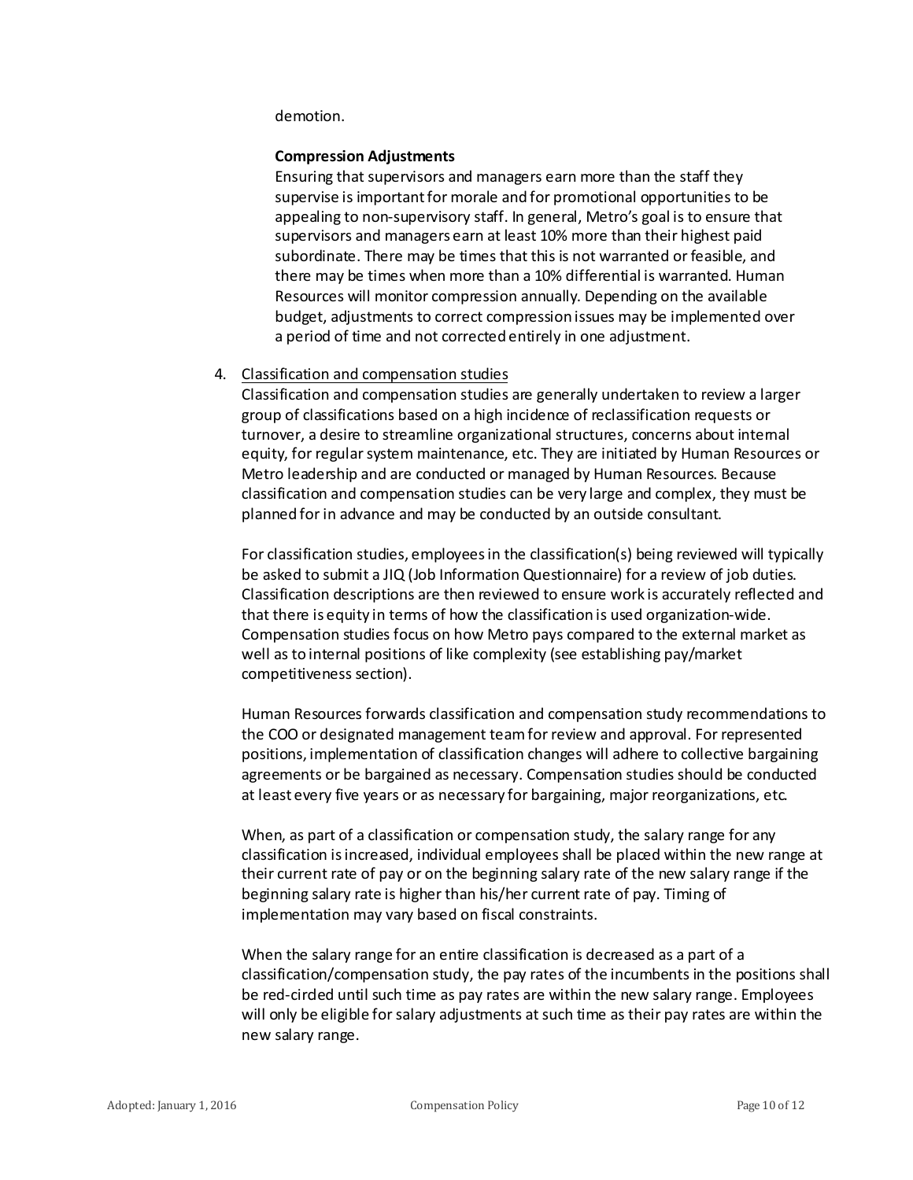demotion.

**Compression Adjustments**

Ensuring that supervisors and managers earn more than the staff they supervise is important for morale and for promotional opportunities to be appealing to non-supervisory staff. In general, Metro's goal is to ensure that supervisors and managers earn at least 10% more than their highest paid subordinate. There may be times that this is not warranted or feasible, and there may be times when more than a 10% differential is warranted. Human Resources will monitor compression annually. Depending on the available budget, adjustments to correct compression issues may be implemented over a period of time and not corrected entirely in one adjustment.

4. <u>Classification and compensation studies</u>

   Classification and compensation studies are generally undertaken to review a larger group of classifications based on a high incidence of reclassification requests or turnover, a desire to streamline organizational structures, concerns about internal equity, for regular system maintenance, etc. They are initiated by Human Resources or Metro leadership and are conducted or managed by Human Resources. Because classification and compensation studies can be very large and complex, they must be planned for in advance and may be conducted by an outside consultant.

   For classification studies, employees in the classification(s) being reviewed will typically be asked to submit a JIQ (Job Information Questionnaire) for a review of job duties. Classification descriptions are then reviewed to ensure work is accurately reflected and that there is equity in terms of how the classification is used organization-wide. Compensation studies focus on how Metro pays compared to the external market as well as to internal positions of like complexity (see establishing pay/market competitiveness section).

   Human Resources forwards classification and compensation study recommendations to the COO or designated management team for review and approval. For represented positions, implementation of classification changes will adhere to collective bargaining agreements or be bargained as necessary. Compensation studies should be conducted at least every five years or as necessary for bargaining, major reorganizations, etc.

   When, as part of a classification or compensation study, the salary range for any classification is increased, individual employees shall be placed within the new range at their current rate of pay or on the beginning salary rate of the new salary range if the beginning salary rate is higher than his/her current rate of pay. Timing of implementation may vary based on fiscal constraints.

   When the salary range for an entire classification is decreased as a part of a classification/compensation study, the pay rates of the incumbents in the positions shall be red-circled until such time as pay rates are within the new salary range. Employees will only be eligible for salary adjustments at such time as their pay rates are within the new salary range.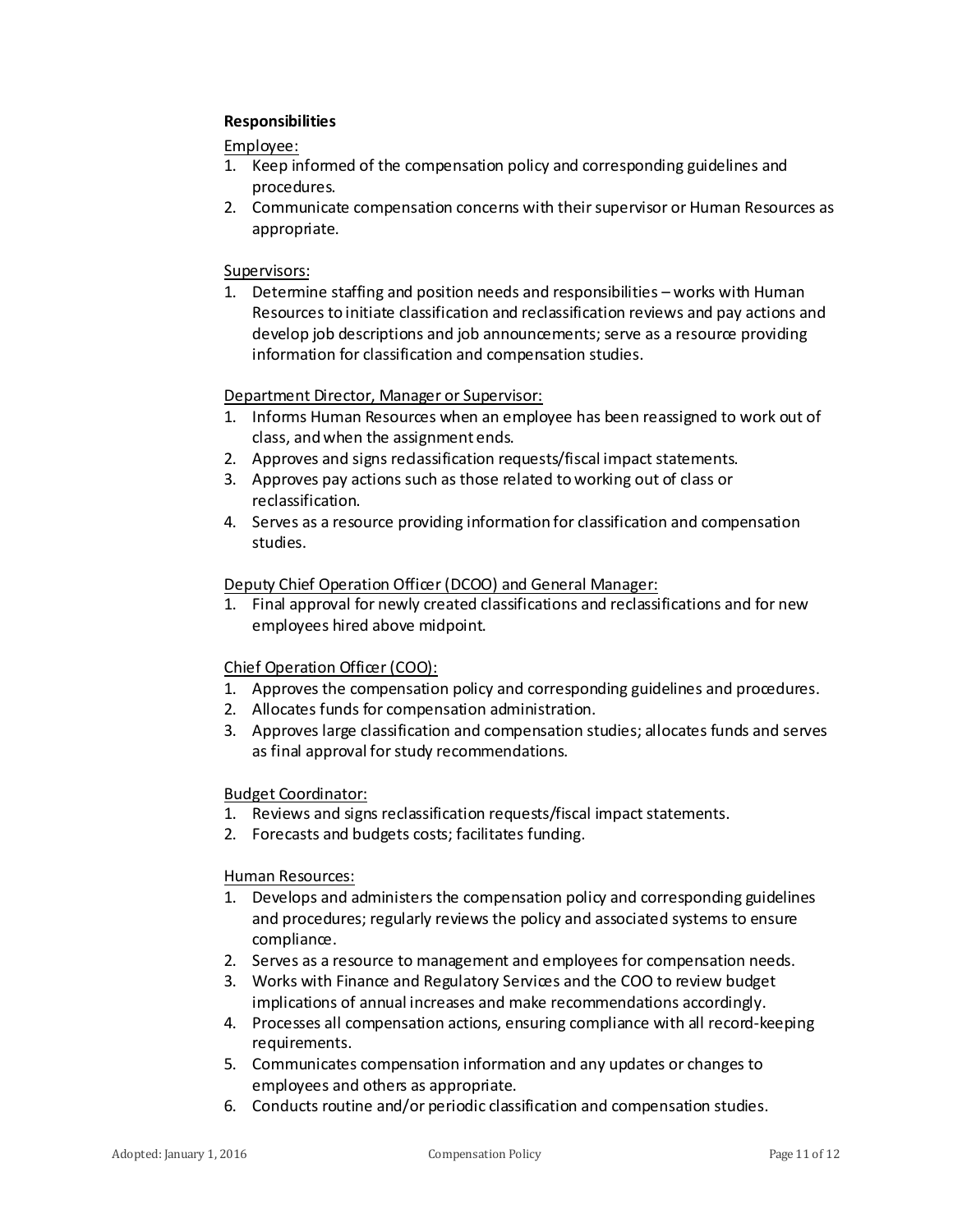**Responsibilities**

Employee:

1. Keep informed of the compensation policy and corresponding guidelines and procedures.
2. Communicate compensation concerns with their supervisor or Human Resources as appropriate.

Supervisors:

1. Determine staffing and position needs and responsibilities – works with Human Resources to initiate classification and reclassification reviews and pay actions and develop job descriptions and job announcements; serve as a resource providing information for classification and compensation studies.

Department Director, Manager or Supervisor:

1. Informs Human Resources when an employee has been reassigned to work out of class, and when the assignment ends.
2. Approves and signs reclassification requests/fiscal impact statements.
3. Approves pay actions such as those related to working out of class or reclassification.
4. Serves as a resource providing information for classification and compensation studies.

Deputy Chief Operation Officer (DCOO) and General Manager:

1. Final approval for newly created classifications and reclassifications and for new employees hired above midpoint.

Chief Operation Officer (COO):

1. Approves the compensation policy and corresponding guidelines and procedures.
2. Allocates funds for compensation administration.
3. Approves large classification and compensation studies; allocates funds and serves as final approval for study recommendations.

Budget Coordinator:

1. Reviews and signs reclassification requests/fiscal impact statements.
2. Forecasts and budgets costs; facilitates funding.

Human Resources:

1. Develops and administers the compensation policy and corresponding guidelines and procedures; regularly reviews the policy and associated systems to ensure compliance.
2. Serves as a resource to management and employees for compensation needs.
3. Works with Finance and Regulatory Services and the COO to review budget implications of annual increases and make recommendations accordingly.
4. Processes all compensation actions, ensuring compliance with all record-keeping requirements.
5. Communicates compensation information and any updates or changes to employees and others as appropriate.
6. Conducts routine and/or periodic classification and compensation studies.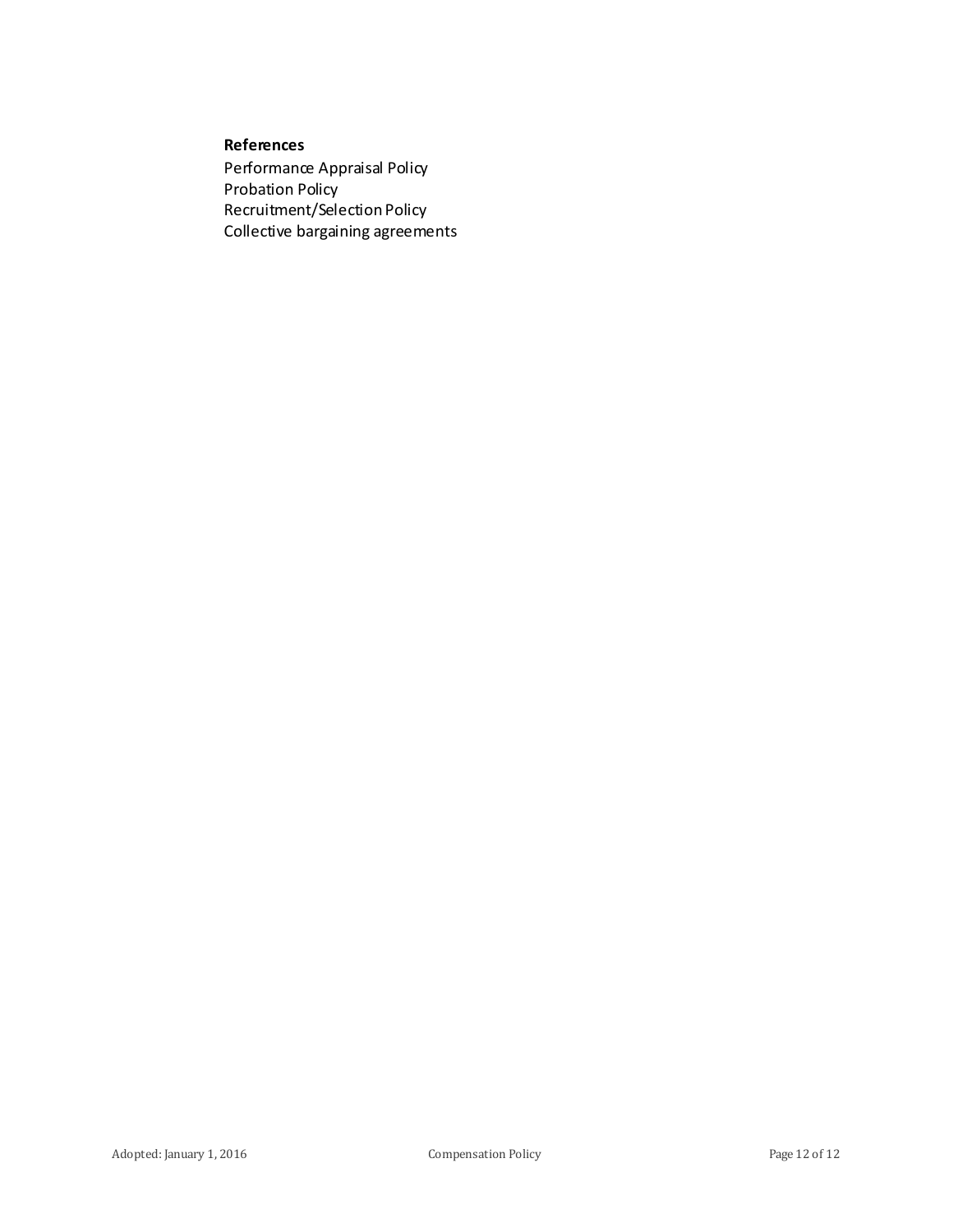**References**

Performance Appraisal Policy
Probation Policy
Recruitment/Selection Policy
Collective bargaining agreements